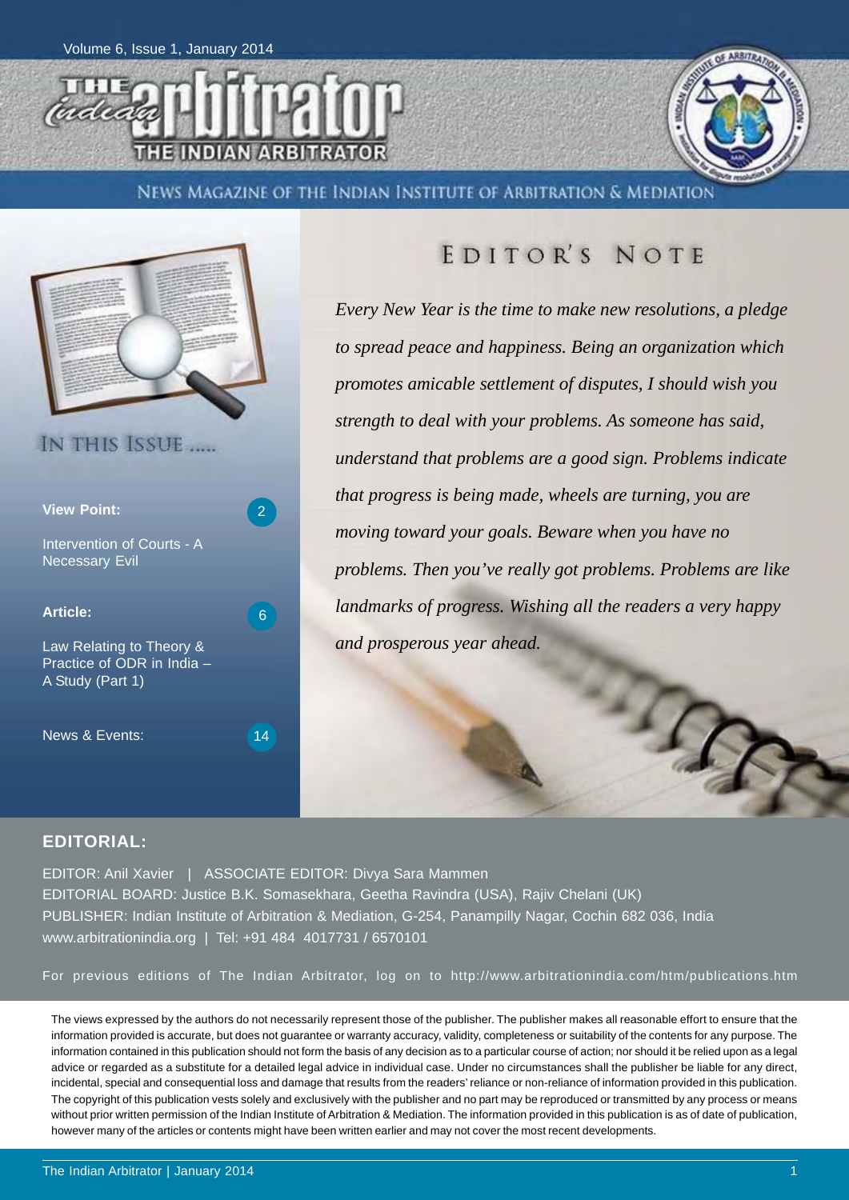Volume 6, Issue 1, January 2014

# THE Indian arbitrator

THE INDIAN ARBITRATOR

NEWS MAGAZINE OF THE INDIAN INSTITUTE OF ARBITRATION & MEDIATION

## IN THIS ISSUE .....

**View Point:** 2

Intervention of Courts - A Necessary Evil

**Article:** 6

Law Relating to Theory & Practice of ODR in India – A Study (Part 1)

News & Events: 14

## EDITOR'S NOTE

*Every New Year is the time to make new resolutions, a pledge to spread peace and happiness. Being an organization which promotes amicable settlement of disputes, I should wish you strength to deal with your problems. As someone has said, understand that problems are a good sign. Problems indicate that progress is being made, wheels are turning, you are moving toward your goals. Beware when you have no problems. Then you've really got problems. Problems are like landmarks of progress. Wishing all the readers a very happy and prosperous year ahead.*

### EDITORIAL:

EDITOR: Anil Xavier | ASSOCIATE EDITOR: Divya Sara Mammen

EDITORIAL BOARD: Justice B.K. Somasekhara, Geetha Ravindra (USA), Rajiv Chelani (UK)

PUBLISHER: Indian Institute of Arbitration & Mediation, G-254, Panampilly Nagar, Cochin 682 036, India

www.arbitrationindia.org | Tel: +91 484 4017731 / 6570101

For previous editions of The Indian Arbitrator, log on to http://www.arbitrationindia.com/htm/publications.htm

The views expressed by the authors do not necessarily represent those of the publisher. The publisher makes all reasonable effort to ensure that the information provided is accurate, but does not guarantee or warranty accuracy, validity, completeness or suitability of the contents for any purpose. The information contained in this publication should not form the basis of any decision as to a particular course of action; nor should it be relied upon as a legal advice or regarded as a substitute for a detailed legal advice in individual case. Under no circumstances shall the publisher be liable for any direct, incidental, special and consequential loss and damage that results from the readers' reliance or non-reliance of information provided in this publication. The copyright of this publication vests solely and exclusively with the publisher and no part may be reproduced or transmitted by any process or means without prior written permission of the Indian Institute of Arbitration & Mediation. The information provided in this publication is as of date of publication, however many of the articles or contents might have been written earlier and may not cover the most recent developments.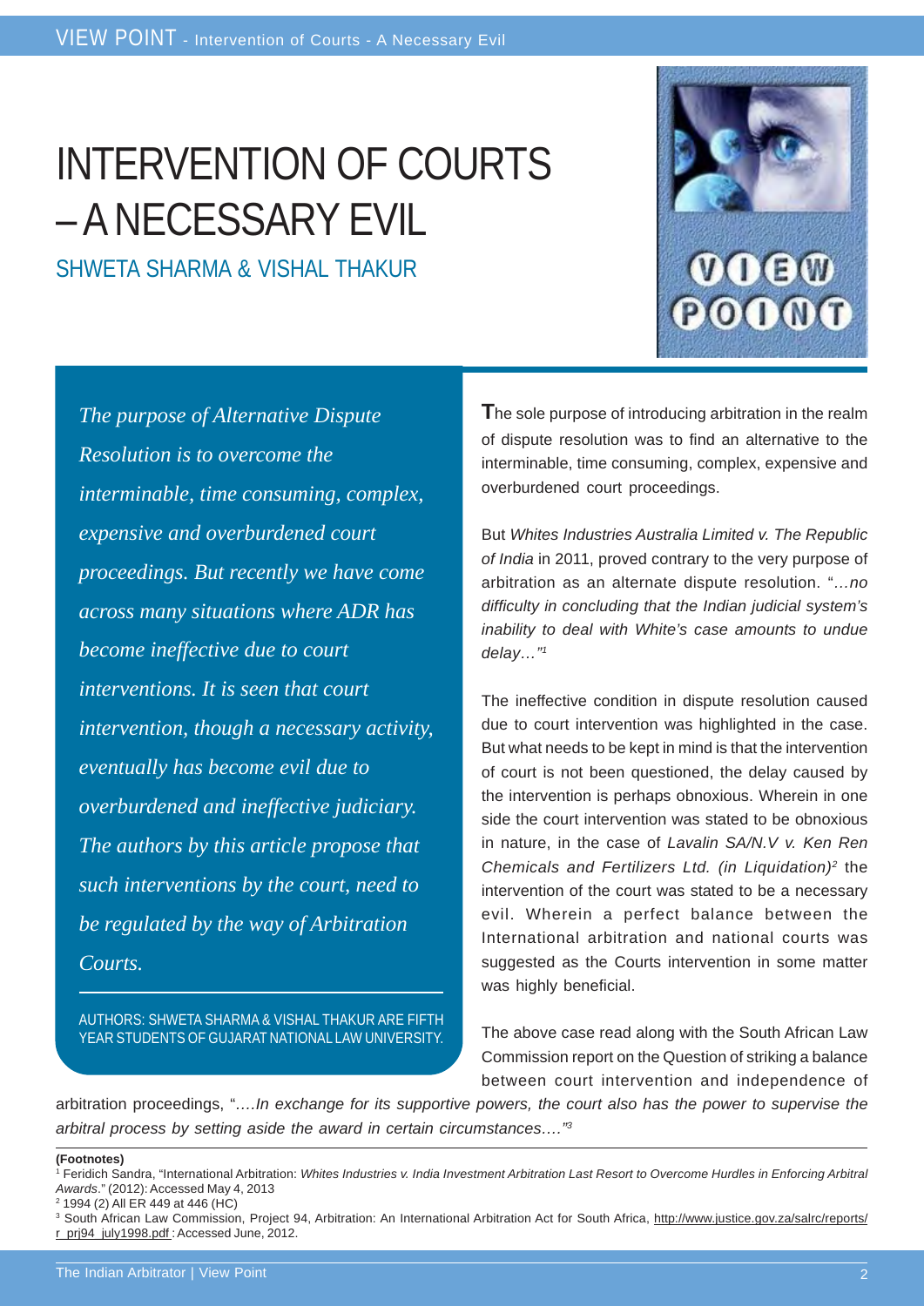# INTERVENTION OF COURTS – A NECESSARY EVIL

## SHWETA SHARMA & VISHAL THAKUR

*The purpose of Alternative Dispute Resolution is to overcome the interminable, time consuming, complex, expensive and overburdened court proceedings. But recently we have come across many situations where ADR has become ineffective due to court interventions. It is seen that court intervention, though a necessary activity, eventually has become evil due to overburdened and ineffective judiciary. The authors by this article propose that such interventions by the court, need to be regulated by the way of Arbitration Courts.*

AUTHORS: SHWETA SHARMA & VISHAL THAKUR ARE FIFTH YEAR STUDENTS OF GUJARAT NATIONAL LAW UNIVERSITY.

**T**he sole purpose of introducing arbitration in the realm of dispute resolution was to find an alternative to the interminable, time consuming, complex, expensive and overburdened court proceedings.

But *Whites Industries Australia Limited v. The Republic of India* in 2011, proved contrary to the very purpose of arbitration as an alternate dispute resolution. "*…no difficulty in concluding that the Indian judicial system's inability to deal with White's case amounts to undue delay…"*[1]

The ineffective condition in dispute resolution caused due to court intervention was highlighted in the case. But what needs to be kept in mind is that the intervention of court is not been questioned, the delay caused by the intervention is perhaps obnoxious. Wherein in one side the court intervention was stated to be obnoxious in nature, in the case of *Lavalin SA/N.V v. Ken Ren Chemicals and Fertilizers Ltd. (in Liquidation)*[2] the intervention of the court was stated to be a necessary evil. Wherein a perfect balance between the International arbitration and national courts was suggested as the Courts intervention in some matter was highly beneficial.

The above case read along with the South African Law Commission report on the Question of striking a balance between court intervention and independence of arbitration proceedings, "*….In exchange for its supportive powers, the court also has the power to supervise the arbitral process by setting aside the award in certain circumstances…."*[3]

**(Footnotes)**

[1] Feridich Sandra, "International Arbitration: *Whites Industries v. India Investment Arbitration Last Resort to Overcome Hurdles in Enforcing Arbitral Awards*." (2012): Accessed May 4, 2013

[2] 1994 (2) All ER 449 at 446 (HC)

[3] South African Law Commission, Project 94, Arbitration: An International Arbitration Act for South Africa, http://www.justice.gov.za/salrc/reports/r_prj94_july1998.pdf : Accessed June, 2012.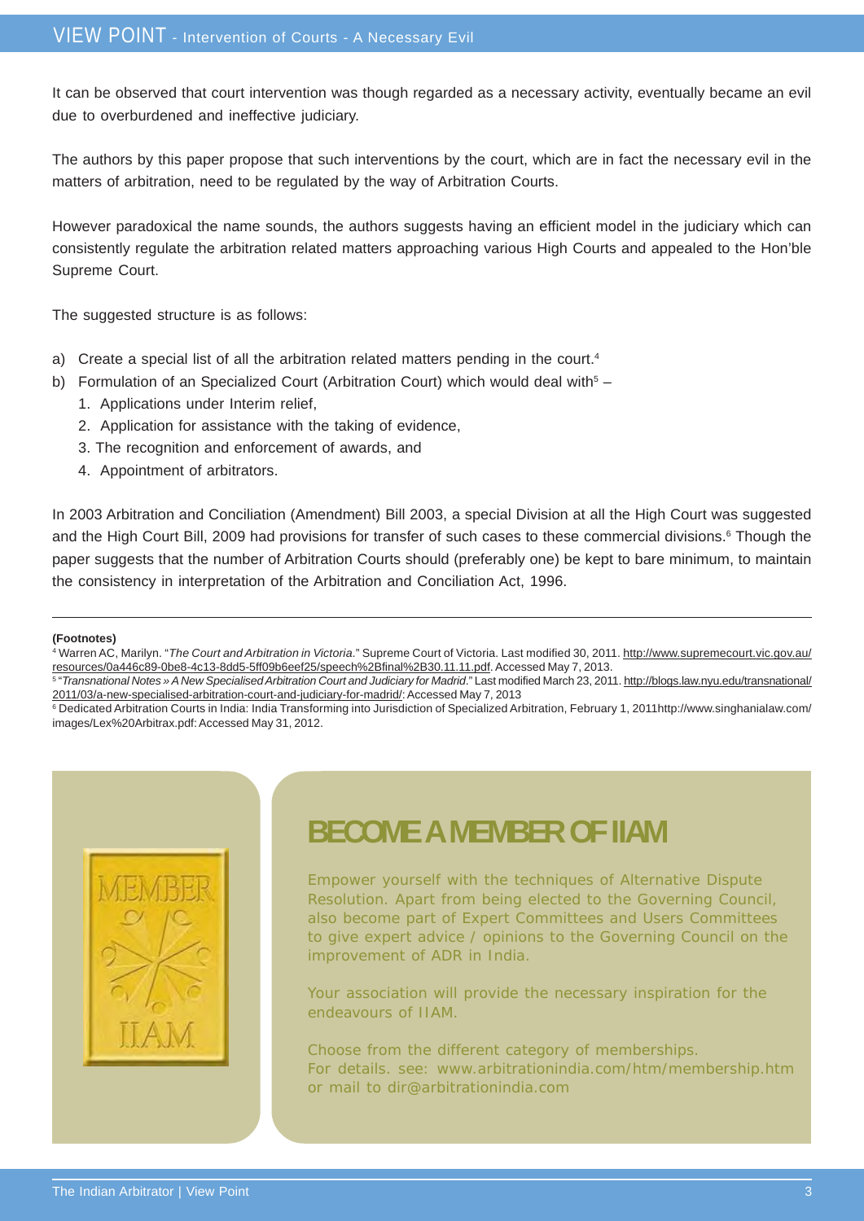It can be observed that court intervention was though regarded as a necessary activity, eventually became an evil due to overburdened and ineffective judiciary.

The authors by this paper propose that such interventions by the court, which are in fact the necessary evil in the matters of arbitration, need to be regulated by the way of Arbitration Courts.

However paradoxical the name sounds, the authors suggests having an efficient model in the judiciary which can consistently regulate the arbitration related matters approaching various High Courts and appealed to the Hon'ble Supreme Court.

The suggested structure is as follows:

a) Create a special list of all the arbitration related matters pending in the court.[4]
b) Formulation of an Specialized Court (Arbitration Court) which would deal with[5] –
   1. Applications under Interim relief,
   2. Application for assistance with the taking of evidence,
   3. The recognition and enforcement of awards, and
   4. Appointment of arbitrators.

In 2003 Arbitration and Conciliation (Amendment) Bill 2003, a special Division at all the High Court was suggested and the High Court Bill, 2009 had provisions for transfer of such cases to these commercial divisions.[6] Though the paper suggests that the number of Arbitration Courts should (preferably one) be kept to bare minimum, to maintain the consistency in interpretation of the Arbitration and Conciliation Act, 1996.

---

**(Footnotes)**

[4] Warren AC, Marilyn. "*The Court and Arbitration in Victoria*." Supreme Court of Victoria. Last modified 30, 2011. http://www.supremecourt.vic.gov.au/resources/0a446c89-0be8-4c13-8dd5-5ff09b6eef25/speech%2Bfinal%2B30.11.11.pdf. Accessed May 7, 2013.

[5] "*Transnational Notes » A New Specialised Arbitration Court and Judiciary for Madrid*." Last modified March 23, 2011. http://blogs.law.nyu.edu/transnational/2011/03/a-new-specialised-arbitration-court-and-judiciary-for-madrid/: Accessed May 7, 2013

[6] Dedicated Arbitration Courts in India: India Transforming into Jurisdiction of Specialized Arbitration, February 1, 2011http://www.singhanialaw.com/images/Lex%20Arbitrax.pdf: Accessed May 31, 2012.

## BECOME A MEMBER OF IIAM

MEMBER IIAM

Empower yourself with the techniques of Alternative Dispute Resolution. Apart from being elected to the Governing Council, also become part of Expert Committees and Users Committees to give expert advice / opinions to the Governing Council on the improvement of ADR in India.

Your association will provide the necessary inspiration for the endeavours of IIAM.

Choose from the different category of memberships.
For details. see: www.arbitrationindia.com/htm/membership.htm or mail to dir@arbitrationindia.com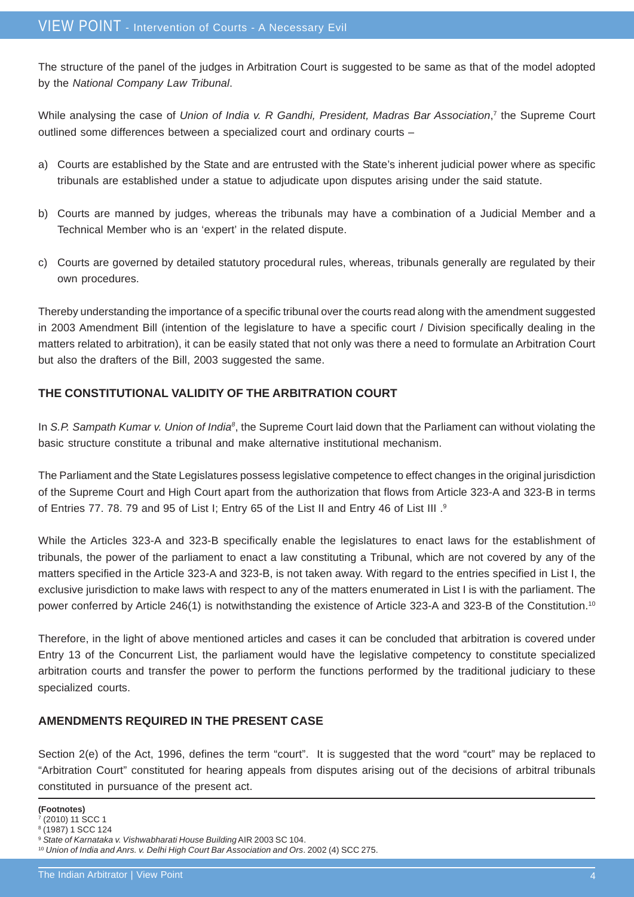The structure of the panel of the judges in Arbitration Court is suggested to be same as that of the model adopted by the *National Company Law Tribunal*.

While analysing the case of *Union of India v. R Gandhi, President, Madras Bar Association*,[7] the Supreme Court outlined some differences between a specialized court and ordinary courts –

a) Courts are established by the State and are entrusted with the State's inherent judicial power where as specific tribunals are established under a statue to adjudicate upon disputes arising under the said statute.

b) Courts are manned by judges, whereas the tribunals may have a combination of a Judicial Member and a Technical Member who is an 'expert' in the related dispute.

c) Courts are governed by detailed statutory procedural rules, whereas, tribunals generally are regulated by their own procedures.

Thereby understanding the importance of a specific tribunal over the courts read along with the amendment suggested in 2003 Amendment Bill (intention of the legislature to have a specific court / Division specifically dealing in the matters related to arbitration), it can be easily stated that not only was there a need to formulate an Arbitration Court but also the drafters of the Bill, 2003 suggested the same.

### THE CONSTITUTIONAL VALIDITY OF THE ARBITRATION COURT

In *S.P. Sampath Kumar v. Union of India*[8], the Supreme Court laid down that the Parliament can without violating the basic structure constitute a tribunal and make alternative institutional mechanism.

The Parliament and the State Legislatures possess legislative competence to effect changes in the original jurisdiction of the Supreme Court and High Court apart from the authorization that flows from Article 323-A and 323-B in terms of Entries 77. 78. 79 and 95 of List I; Entry 65 of the List II and Entry 46 of List III .[9]

While the Articles 323-A and 323-B specifically enable the legislatures to enact laws for the establishment of tribunals, the power of the parliament to enact a law constituting a Tribunal, which are not covered by any of the matters specified in the Article 323-A and 323-B, is not taken away. With regard to the entries specified in List I, the exclusive jurisdiction to make laws with respect to any of the matters enumerated in List I is with the parliament. The power conferred by Article 246(1) is notwithstanding the existence of Article 323-A and 323-B of the Constitution.[10]

Therefore, in the light of above mentioned articles and cases it can be concluded that arbitration is covered under Entry 13 of the Concurrent List, the parliament would have the legislative competency to constitute specialized arbitration courts and transfer the power to perform the functions performed by the traditional judiciary to these specialized courts.

### AMENDMENTS REQUIRED IN THE PRESENT CASE

Section 2(e) of the Act, 1996, defines the term "court". It is suggested that the word "court" may be replaced to "Arbitration Court" constituted for hearing appeals from disputes arising out of the decisions of arbitral tribunals constituted in pursuance of the present act.

---

**(Footnotes)**

[7] (2010) 11 SCC 1

[8] (1987) 1 SCC 124

[9] *State of Karnataka v. Vishwabharati House Building* AIR 2003 SC 104.

[10] *Union of India and Anrs. v. Delhi High Court Bar Association and Ors*. 2002 (4) SCC 275.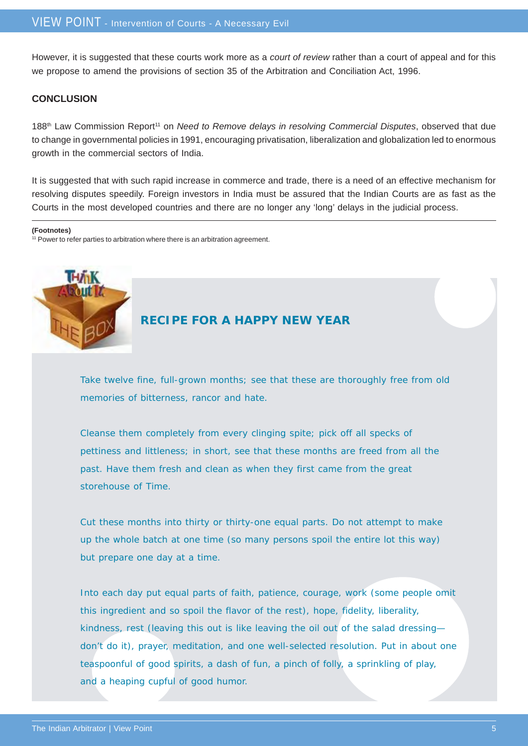However, it is suggested that these courts work more as a *court of review* rather than a court of appeal and for this we propose to amend the provisions of section 35 of the Arbitration and Conciliation Act, 1996.

## CONCLUSION

188th Law Commission Report[11] on *Need to Remove delays in resolving Commercial Disputes*, observed that due to change in governmental policies in 1991, encouraging privatisation, liberalization and globalization led to enormous growth in the commercial sectors of India.

It is suggested that with such rapid increase in commerce and trade, there is a need of an effective mechanism for resolving disputes speedily. Foreign investors in India must be assured that the Indian Courts are as fast as the Courts in the most developed countries and there are no longer any 'long' delays in the judicial process.

**(Footnotes)**

[11] Power to refer parties to arbitration where there is an arbitration agreement.

## RECIPE FOR A HAPPY NEW YEAR

Take twelve fine, full-grown months; see that these are thoroughly free from old memories of bitterness, rancor and hate.

Cleanse them completely from every clinging spite; pick off all specks of pettiness and littleness; in short, see that these months are freed from all the past. Have them fresh and clean as when they first came from the great storehouse of Time.

Cut these months into thirty or thirty-one equal parts. Do not attempt to make up the whole batch at one time (so many persons spoil the entire lot this way) but prepare one day at a time.

Into each day put equal parts of faith, patience, courage, work (some people omit this ingredient and so spoil the flavor of the rest), hope, fidelity, liberality, kindness, rest (leaving this out is like leaving the oil out of the salad dressing—don't do it), prayer, meditation, and one well-selected resolution. Put in about one teaspoonful of good spirits, a dash of fun, a pinch of folly, a sprinkling of play, and a heaping cupful of good humor.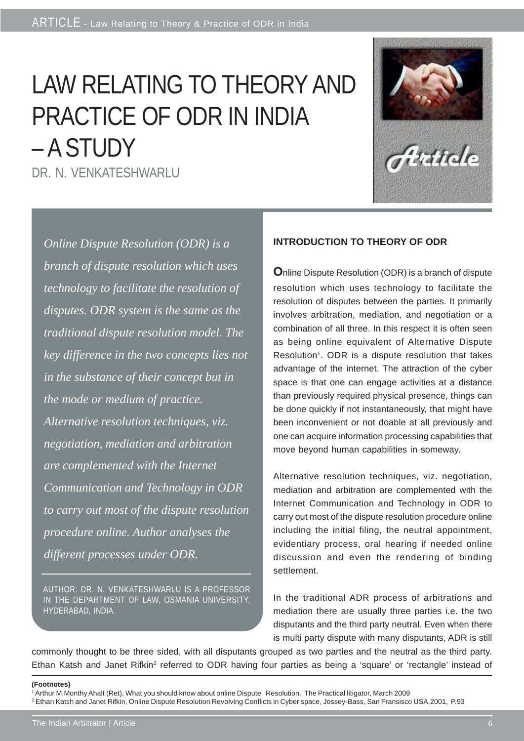# LAW RELATING TO THEORY AND PRACTICE OF ODR IN INDIA – A STUDY

DR. N. VENKATESHWARLU

*Online Dispute Resolution (ODR) is a branch of dispute resolution which uses technology to facilitate the resolution of disputes. ODR system is the same as the traditional dispute resolution model. The key difference in the two concepts lies not in the substance of their concept but in the mode or medium of practice. Alternative resolution techniques, viz. negotiation, mediation and arbitration are complemented with the Internet Communication and Technology in ODR to carry out most of the dispute resolution procedure online. Author analyses the different processes under ODR.*

AUTHOR: DR. N. VENKATESHWARLU IS A PROFESSOR IN THE DEPARTMENT OF LAW, OSMANIA UNIVERSITY, HYDERABAD, INDIA.

## INTRODUCTION TO THEORY OF ODR

Online Dispute Resolution (ODR) is a branch of dispute resolution which uses technology to facilitate the resolution of disputes between the parties. It primarily involves arbitration, mediation, and negotiation or a combination of all three. In this respect it is often seen as being online equivalent of Alternative Dispute Resolution[1]. ODR is a dispute resolution that takes advantage of the internet. The attraction of the cyber space is that one can engage activities at a distance than previously required physical presence, things can be done quickly if not instantaneously, that might have been inconvenient or not doable at all previously and one can acquire information processing capabilities that move beyond human capabilities in someway.

Alternative resolution techniques, viz. negotiation, mediation and arbitration are complemented with the Internet Communication and Technology in ODR to carry out most of the dispute resolution procedure online including the initial filing, the neutral appointment, evidentiary process, oral hearing if needed online discussion and even the rendering of binding settlement.

In the traditional ADR process of arbitrations and mediation there are usually three parties i.e. the two disputants and the third party neutral. Even when there is multi party dispute with many disputants, ADR is still commonly thought to be three sided, with all disputants grouped as two parties and the neutral as the third party. Ethan Katsh and Janet Rifkin[2] referred to ODR having four parties as being a 'square' or 'rectangle' instead of

**(Footnotes)**

[1] Arthur M.Monthy Ahalt (Ret), What you should know about online Dispute Resolution. The Practical litigator, March 2009

[2] Ethan Katsh and Janet Rifkin, Online Dispute Resolution Revolving Conflicts in Cyber space, Jossey-Bass, San Fransisco USA,2001, P.93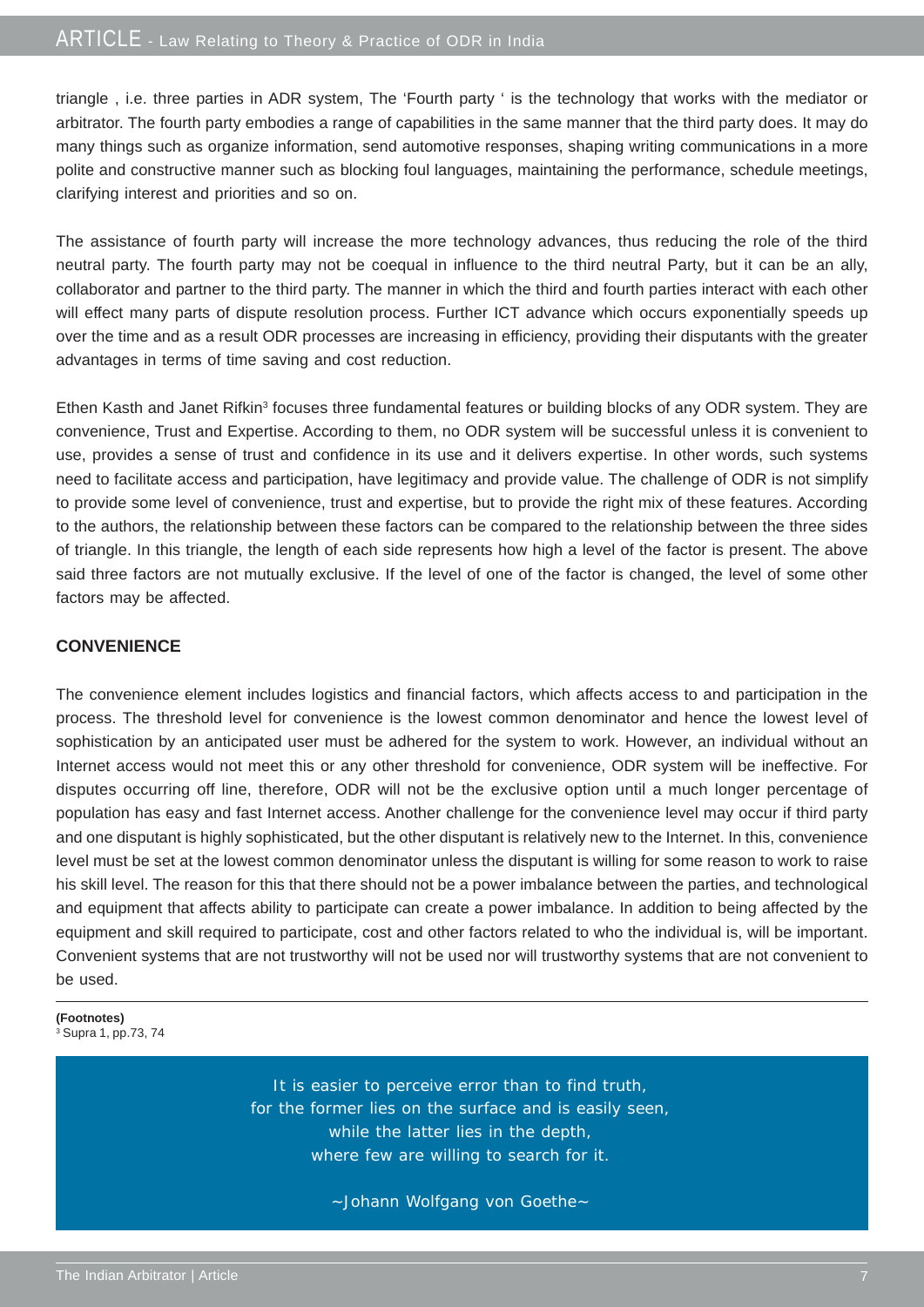triangle , i.e. three parties in ADR system, The 'Fourth party ' is the technology that works with the mediator or arbitrator. The fourth party embodies a range of capabilities in the same manner that the third party does. It may do many things such as organize information, send automotive responses, shaping writing communications in a more polite and constructive manner such as blocking foul languages, maintaining the performance, schedule meetings, clarifying interest and priorities and so on.

The assistance of fourth party will increase the more technology advances, thus reducing the role of the third neutral party. The fourth party may not be coequal in influence to the third neutral Party, but it can be an ally, collaborator and partner to the third party. The manner in which the third and fourth parties interact with each other will effect many parts of dispute resolution process. Further ICT advance which occurs exponentially speeds up over the time and as a result ODR processes are increasing in efficiency, providing their disputants with the greater advantages in terms of time saving and cost reduction.

Ethen Kasth and Janet Rifkin[3] focuses three fundamental features or building blocks of any ODR system. They are convenience, Trust and Expertise. According to them, no ODR system will be successful unless it is convenient to use, provides a sense of trust and confidence in its use and it delivers expertise. In other words, such systems need to facilitate access and participation, have legitimacy and provide value. The challenge of ODR is not simplify to provide some level of convenience, trust and expertise, but to provide the right mix of these features. According to the authors, the relationship between these factors can be compared to the relationship between the three sides of triangle. In this triangle, the length of each side represents how high a level of the factor is present. The above said three factors are not mutually exclusive. If the level of one of the factor is changed, the level of some other factors may be affected.

## CONVENIENCE

The convenience element includes logistics and financial factors, which affects access to and participation in the process. The threshold level for convenience is the lowest common denominator and hence the lowest level of sophistication by an anticipated user must be adhered for the system to work. However, an individual without an Internet access would not meet this or any other threshold for convenience, ODR system will be ineffective. For disputes occurring off line, therefore, ODR will not be the exclusive option until a much longer percentage of population has easy and fast Internet access. Another challenge for the convenience level may occur if third party and one disputant is highly sophisticated, but the other disputant is relatively new to the Internet. In this, convenience level must be set at the lowest common denominator unless the disputant is willing for some reason to work to raise his skill level. The reason for this that there should not be a power imbalance between the parties, and technological and equipment that affects ability to participate can create a power imbalance. In addition to being affected by the equipment and skill required to participate, cost and other factors related to who the individual is, will be important. Convenient systems that are not trustworthy will not be used nor will trustworthy systems that are not convenient to be used.

---

**(Footnotes)**
[3] Supra 1, pp.73, 74

> It is easier to perceive error than to find truth,
> for the former lies on the surface and is easily seen,
> while the latter lies in the depth,
> where few are willing to search for it.
>
> ~Johann Wolfgang von Goethe~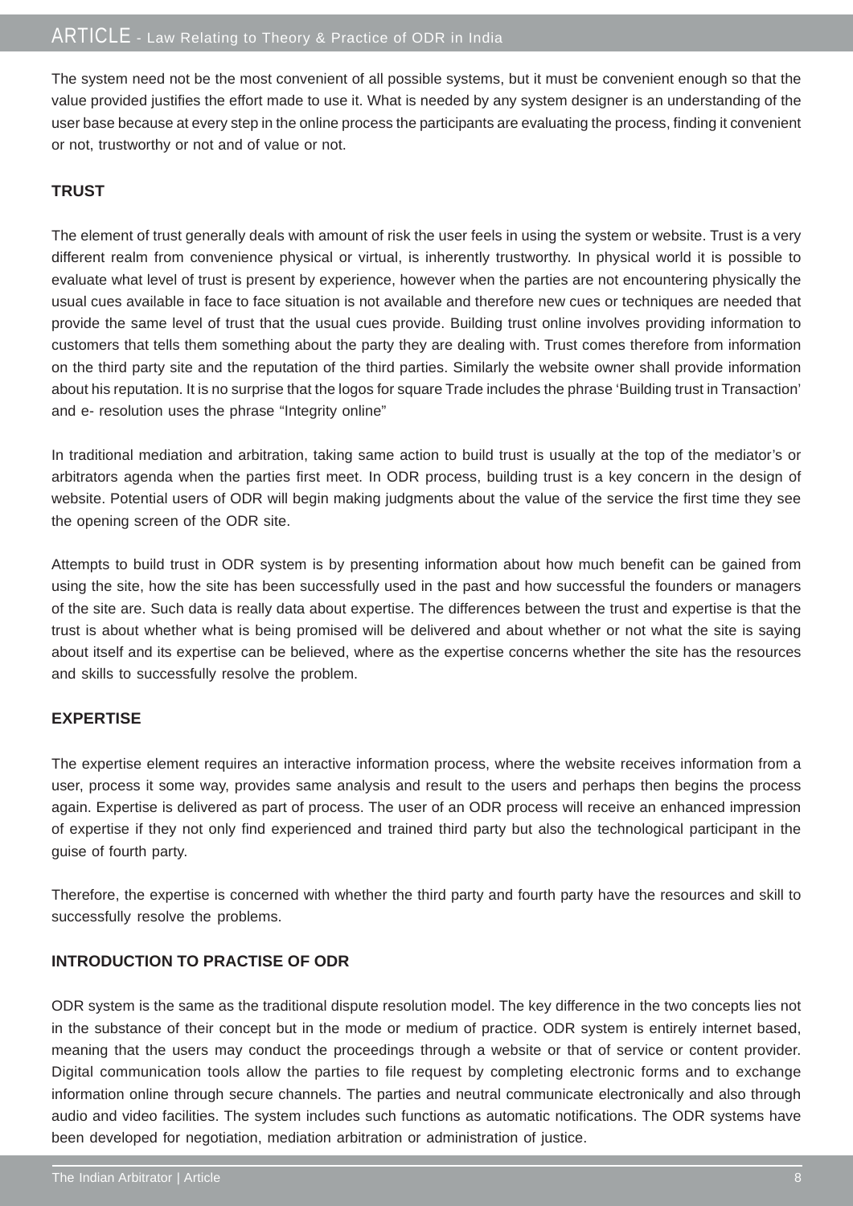The system need not be the most convenient of all possible systems, but it must be convenient enough so that the value provided justifies the effort made to use it. What is needed by any system designer is an understanding of the user base because at every step in the online process the participants are evaluating the process, finding it convenient or not, trustworthy or not and of value or not.

**TRUST**

The element of trust generally deals with amount of risk the user feels in using the system or website. Trust is a very different realm from convenience physical or virtual, is inherently trustworthy. In physical world it is possible to evaluate what level of trust is present by experience, however when the parties are not encountering physically the usual cues available in face to face situation is not available and therefore new cues or techniques are needed that provide the same level of trust that the usual cues provide. Building trust online involves providing information to customers that tells them something about the party they are dealing with. Trust comes therefore from information on the third party site and the reputation of the third parties. Similarly the website owner shall provide information about his reputation. It is no surprise that the logos for square Trade includes the phrase 'Building trust in Transaction' and e- resolution uses the phrase "Integrity online"

In traditional mediation and arbitration, taking same action to build trust is usually at the top of the mediator's or arbitrators agenda when the parties first meet. In ODR process, building trust is a key concern in the design of website. Potential users of ODR will begin making judgments about the value of the service the first time they see the opening screen of the ODR site.

Attempts to build trust in ODR system is by presenting information about how much benefit can be gained from using the site, how the site has been successfully used in the past and how successful the founders or managers of the site are. Such data is really data about expertise. The differences between the trust and expertise is that the trust is about whether what is being promised will be delivered and about whether or not what the site is saying about itself and its expertise can be believed, where as the expertise concerns whether the site has the resources and skills to successfully resolve the problem.

**EXPERTISE**

The expertise element requires an interactive information process, where the website receives information from a user, process it some way, provides same analysis and result to the users and perhaps then begins the process again. Expertise is delivered as part of process. The user of an ODR process will receive an enhanced impression of expertise if they not only find experienced and trained third party but also the technological participant in the guise of fourth party.

Therefore, the expertise is concerned with whether the third party and fourth party have the resources and skill to successfully resolve the problems.

**INTRODUCTION TO PRACTISE OF ODR**

ODR system is the same as the traditional dispute resolution model. The key difference in the two concepts lies not in the substance of their concept but in the mode or medium of practice. ODR system is entirely internet based, meaning that the users may conduct the proceedings through a website or that of service or content provider. Digital communication tools allow the parties to file request by completing electronic forms and to exchange information online through secure channels. The parties and neutral communicate electronically and also through audio and video facilities. The system includes such functions as automatic notifications. The ODR systems have been developed for negotiation, mediation arbitration or administration of justice.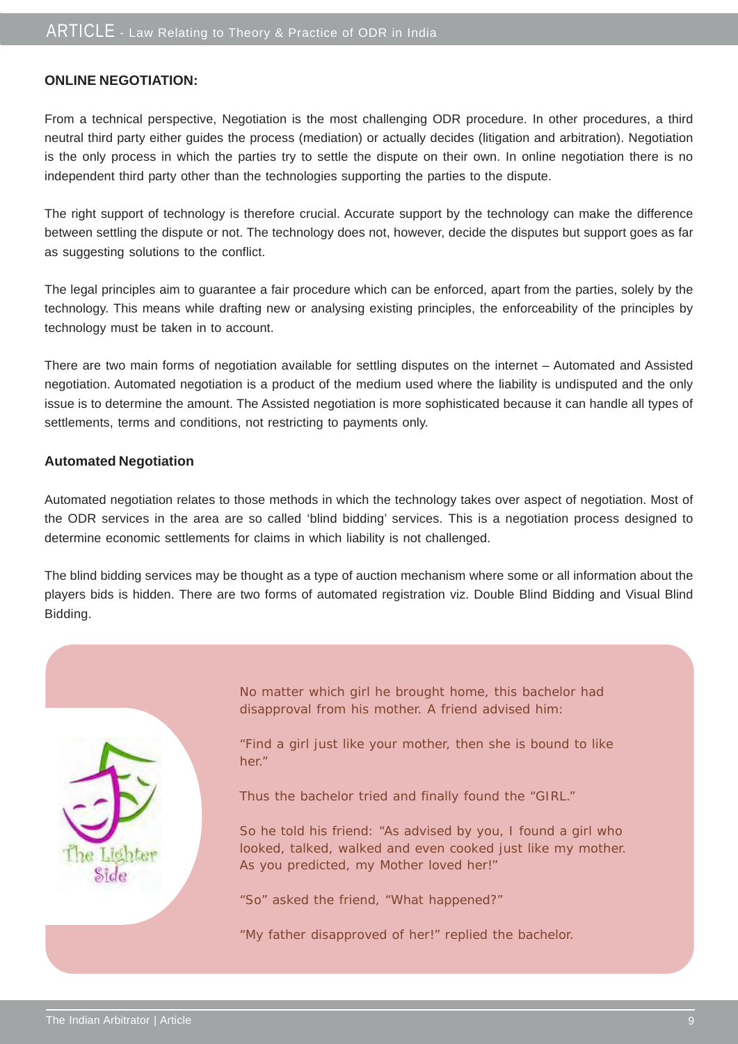### ONLINE NEGOTIATION:

From a technical perspective, Negotiation is the most challenging ODR procedure. In other procedures, a third neutral third party either guides the process (mediation) or actually decides (litigation and arbitration). Negotiation is the only process in which the parties try to settle the dispute on their own. In online negotiation there is no independent third party other than the technologies supporting the parties to the dispute.

The right support of technology is therefore crucial. Accurate support by the technology can make the difference between settling the dispute or not. The technology does not, however, decide the disputes but support goes as far as suggesting solutions to the conflict.

The legal principles aim to guarantee a fair procedure which can be enforced, apart from the parties, solely by the technology. This means while drafting new or analysing existing principles, the enforceability of the principles by technology must be taken in to account.

There are two main forms of negotiation available for settling disputes on the internet – Automated and Assisted negotiation. Automated negotiation is a product of the medium used where the liability is undisputed and the only issue is to determine the amount. The Assisted negotiation is more sophisticated because it can handle all types of settlements, terms and conditions, not restricting to payments only.

#### Automated Negotiation

Automated negotiation relates to those methods in which the technology takes over aspect of negotiation. Most of the ODR services in the area are so called 'blind bidding' services. This is a negotiation process designed to determine economic settlements for claims in which liability is not challenged.

The blind bidding services may be thought as a type of auction mechanism where some or all information about the players bids is hidden. There are two forms of automated registration viz. Double Blind Bidding and Visual Blind Bidding.

The Lighter Side

No matter which girl he brought home, this bachelor had disapproval from his mother. A friend advised him:

"Find a girl just like your mother, then she is bound to like her."

Thus the bachelor tried and finally found the "GIRL."

So he told his friend: "As advised by you, I found a girl who looked, talked, walked and even cooked just like my mother. As you predicted, my Mother loved her!"

"So" asked the friend, "What happened?"

"My father disapproved of her!" replied the bachelor.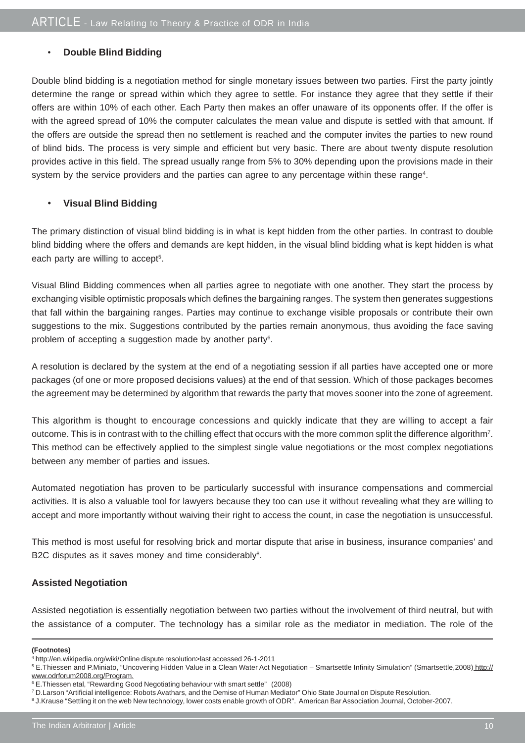- **Double Blind Bidding**

Double blind bidding is a negotiation method for single monetary issues between two parties. First the party jointly determine the range or spread within which they agree to settle. For instance they agree that they settle if their offers are within 10% of each other. Each Party then makes an offer unaware of its opponents offer. If the offer is with the agreed spread of 10% the computer calculates the mean value and dispute is settled with that amount. If the offers are outside the spread then no settlement is reached and the computer invites the parties to new round of blind bids. The process is very simple and efficient but very basic. There are about twenty dispute resolution provides active in this field. The spread usually range from 5% to 30% depending upon the provisions made in their system by the service providers and the parties can agree to any percentage within these range[4].

- **Visual Blind Bidding**

The primary distinction of visual blind bidding is in what is kept hidden from the other parties. In contrast to double blind bidding where the offers and demands are kept hidden, in the visual blind bidding what is kept hidden is what each party are willing to accept[5].

Visual Blind Bidding commences when all parties agree to negotiate with one another. They start the process by exchanging visible optimistic proposals which defines the bargaining ranges. The system then generates suggestions that fall within the bargaining ranges. Parties may continue to exchange visible proposals or contribute their own suggestions to the mix. Suggestions contributed by the parties remain anonymous, thus avoiding the face saving problem of accepting a suggestion made by another party[6].

A resolution is declared by the system at the end of a negotiating session if all parties have accepted one or more packages (of one or more proposed decisions values) at the end of that session. Which of those packages becomes the agreement may be determined by algorithm that rewards the party that moves sooner into the zone of agreement.

This algorithm is thought to encourage concessions and quickly indicate that they are willing to accept a fair outcome. This is in contrast with to the chilling effect that occurs with the more common split the difference algorithm[7]. This method can be effectively applied to the simplest single value negotiations or the most complex negotiations between any member of parties and issues.

Automated negotiation has proven to be particularly successful with insurance compensations and commercial activities. It is also a valuable tool for lawyers because they too can use it without revealing what they are willing to accept and more importantly without waiving their right to access the count, in case the negotiation is unsuccessful.

This method is most useful for resolving brick and mortar dispute that arise in business, insurance companies' and B2C disputes as it saves money and time considerably[8].

### Assisted Negotiation

Assisted negotiation is essentially negotiation between two parties without the involvement of third neutral, but with the assistance of a computer. The technology has a similar role as the mediator in mediation. The role of the

---

**(Footnotes)**

[4] http://en.wikipedia.org/wiki/Online dispute resolution>last accessed 26-1-2011

[5] E.Thiessen and P.Miniato, "Uncovering Hidden Value in a Clean Water Act Negotiation – Smartsettle Infinity Simulation" (Smartsettle,2008) http://www.odrforum2008.org/Program.

[6] E.Thiessen etal, "Rewarding Good Negotiating behaviour with smart settle" (2008)

[7] D.Larson "Artificial intelligence: Robots Avathars, and the Demise of Human Mediator" Ohio State Journal on Dispute Resolution.

[8] J.Krause "Settling it on the web New technology, lower costs enable growth of ODR". American Bar Association Journal, October-2007.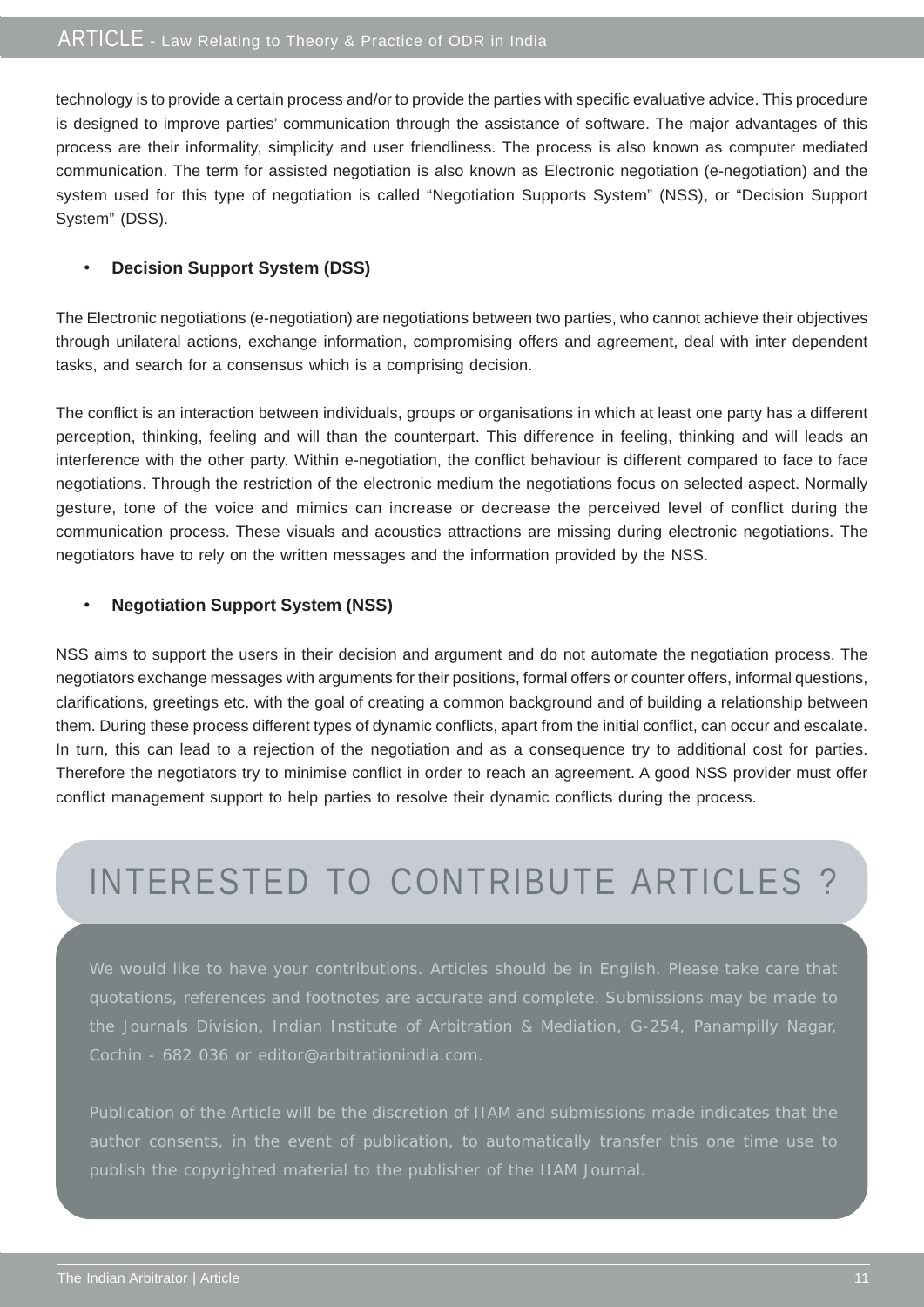technology is to provide a certain process and/or to provide the parties with specific evaluative advice. This procedure is designed to improve parties' communication through the assistance of software. The major advantages of this process are their informality, simplicity and user friendliness. The process is also known as computer mediated communication. The term for assisted negotiation is also known as Electronic negotiation (e-negotiation) and the system used for this type of negotiation is called "Negotiation Supports System" (NSS), or "Decision Support System" (DSS).

- **Decision Support System (DSS)**

The Electronic negotiations (e-negotiation) are negotiations between two parties, who cannot achieve their objectives through unilateral actions, exchange information, compromising offers and agreement, deal with inter dependent tasks, and search for a consensus which is a comprising decision.

The conflict is an interaction between individuals, groups or organisations in which at least one party has a different perception, thinking, feeling and will than the counterpart. This difference in feeling, thinking and will leads an interference with the other party. Within e-negotiation, the conflict behaviour is different compared to face to face negotiations. Through the restriction of the electronic medium the negotiations focus on selected aspect. Normally gesture, tone of the voice and mimics can increase or decrease the perceived level of conflict during the communication process. These visuals and acoustics attractions are missing during electronic negotiations. The negotiators have to rely on the written messages and the information provided by the NSS.

- **Negotiation Support System (NSS)**

NSS aims to support the users in their decision and argument and do not automate the negotiation process. The negotiators exchange messages with arguments for their positions, formal offers or counter offers, informal questions, clarifications, greetings etc. with the goal of creating a common background and of building a relationship between them. During these process different types of dynamic conflicts, apart from the initial conflict, can occur and escalate. In turn, this can lead to a rejection of the negotiation and as a consequence try to additional cost for parties. Therefore the negotiators try to minimise conflict in order to reach an agreement. A good NSS provider must offer conflict management support to help parties to resolve their dynamic conflicts during the process.

## INTERESTED TO CONTRIBUTE ARTICLES ?

We would like to have your contributions. Articles should be in English. Please take care that quotations, references and footnotes are accurate and complete. Submissions may be made to the Journals Division, Indian Institute of Arbitration & Mediation, G-254, Panampilly Nagar, Cochin - 682 036 or editor@arbitrationindia.com.

Publication of the Article will be the discretion of IIAM and submissions made indicates that the author consents, in the event of publication, to automatically transfer this one time use to publish the copyrighted material to the publisher of the IIAM Journal.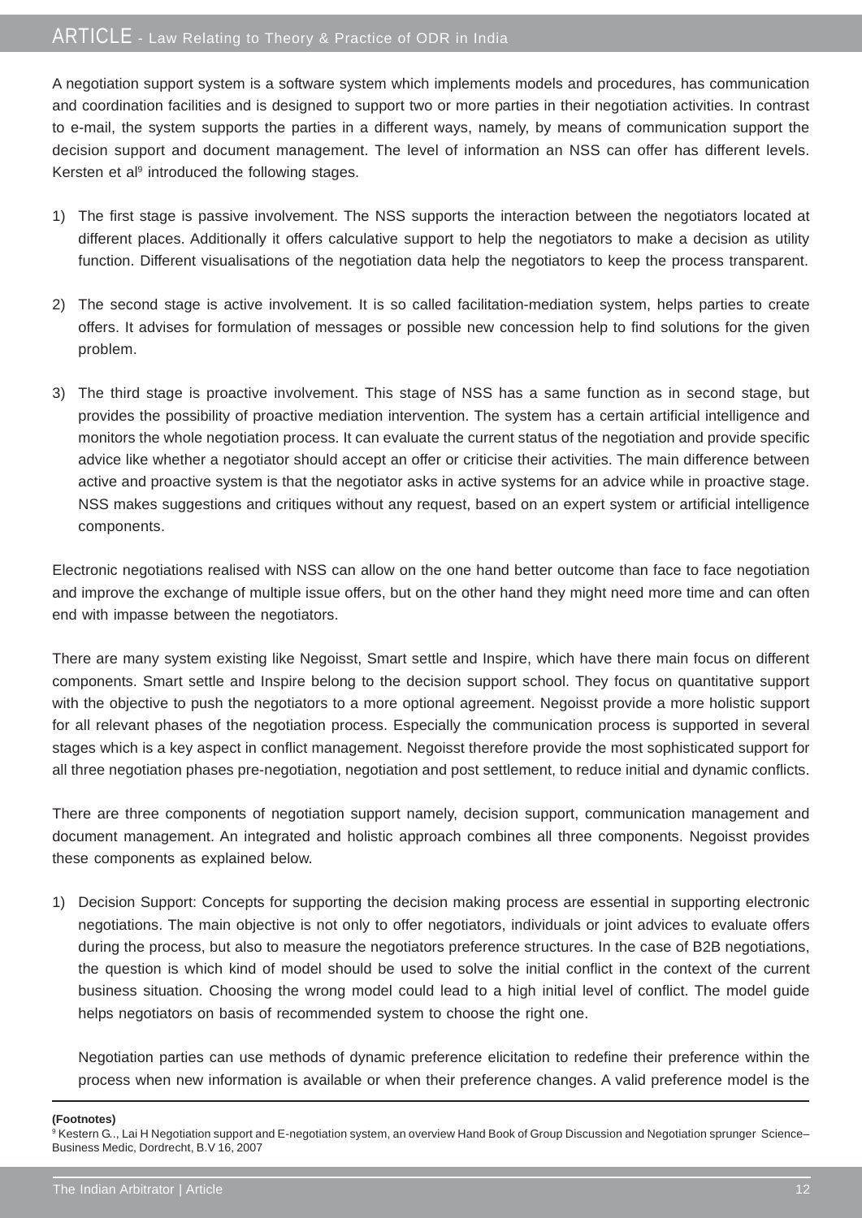A negotiation support system is a software system which implements models and procedures, has communication and coordination facilities and is designed to support two or more parties in their negotiation activities. In contrast to e-mail, the system supports the parties in a different ways, namely, by means of communication support the decision support and document management. The level of information an NSS can offer has different levels. Kersten et al[9] introduced the following stages.

1) The first stage is passive involvement. The NSS supports the interaction between the negotiators located at different places. Additionally it offers calculative support to help the negotiators to make a decision as utility function. Different visualisations of the negotiation data help the negotiators to keep the process transparent.

2) The second stage is active involvement. It is so called facilitation-mediation system, helps parties to create offers. It advises for formulation of messages or possible new concession help to find solutions for the given problem.

3) The third stage is proactive involvement. This stage of NSS has a same function as in second stage, but provides the possibility of proactive mediation intervention. The system has a certain artificial intelligence and monitors the whole negotiation process. It can evaluate the current status of the negotiation and provide specific advice like whether a negotiator should accept an offer or criticise their activities. The main difference between active and proactive system is that the negotiator asks in active systems for an advice while in proactive stage. NSS makes suggestions and critiques without any request, based on an expert system or artificial intelligence components.

Electronic negotiations realised with NSS can allow on the one hand better outcome than face to face negotiation and improve the exchange of multiple issue offers, but on the other hand they might need more time and can often end with impasse between the negotiators.

There are many system existing like Negoisst, Smart settle and Inspire, which have there main focus on different components. Smart settle and Inspire belong to the decision support school. They focus on quantitative support with the objective to push the negotiators to a more optional agreement. Negoisst provide a more holistic support for all relevant phases of the negotiation process. Especially the communication process is supported in several stages which is a key aspect in conflict management. Negoisst therefore provide the most sophisticated support for all three negotiation phases pre-negotiation, negotiation and post settlement, to reduce initial and dynamic conflicts.

There are three components of negotiation support namely, decision support, communication management and document management. An integrated and holistic approach combines all three components. Negoisst provides these components as explained below.

1) Decision Support: Concepts for supporting the decision making process are essential in supporting electronic negotiations. The main objective is not only to offer negotiators, individuals or joint advices to evaluate offers during the process, but also to measure the negotiators preference structures. In the case of B2B negotiations, the question is which kind of model should be used to solve the initial conflict in the context of the current business situation. Choosing the wrong model could lead to a high initial level of conflict. The model guide helps negotiators on basis of recommended system to choose the right one.

   Negotiation parties can use methods of dynamic preference elicitation to redefine their preference within the process when new information is available or when their preference changes. A valid preference model is the

**(Footnotes)**

[9] Kestern G.., Lai H Negotiation support and E-negotiation system, an overview Hand Book of Group Discussion and Negotiation sprunger Science–Business Medic, Dordrecht, B.V 16, 2007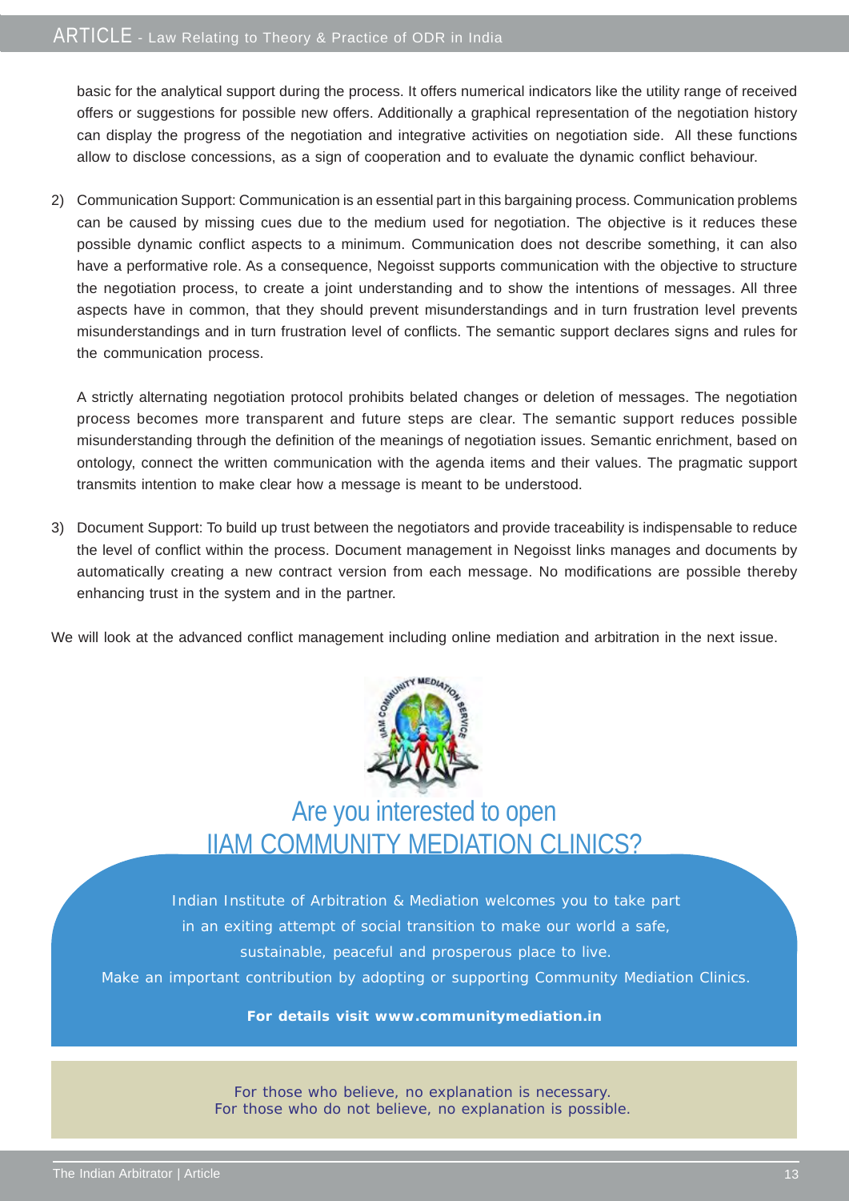basic for the analytical support during the process. It offers numerical indicators like the utility range of received offers or suggestions for possible new offers. Additionally a graphical representation of the negotiation history can display the progress of the negotiation and integrative activities on negotiation side. All these functions allow to disclose concessions, as a sign of cooperation and to evaluate the dynamic conflict behaviour.

2) Communication Support: Communication is an essential part in this bargaining process. Communication problems can be caused by missing cues due to the medium used for negotiation. The objective is it reduces these possible dynamic conflict aspects to a minimum. Communication does not describe something, it can also have a performative role. As a consequence, Negoisst supports communication with the objective to structure the negotiation process, to create a joint understanding and to show the intentions of messages. All three aspects have in common, that they should prevent misunderstandings and in turn frustration level prevents misunderstandings and in turn frustration level of conflicts. The semantic support declares signs and rules for the communication process.

   A strictly alternating negotiation protocol prohibits belated changes or deletion of messages. The negotiation process becomes more transparent and future steps are clear. The semantic support reduces possible misunderstanding through the definition of the meanings of negotiation issues. Semantic enrichment, based on ontology, connect the written communication with the agenda items and their values. The pragmatic support transmits intention to make clear how a message is meant to be understood.

3) Document Support: To build up trust between the negotiators and provide traceability is indispensable to reduce the level of conflict within the process. Document management in Negoisst links manages and documents by automatically creating a new contract version from each message. No modifications are possible thereby enhancing trust in the system and in the partner.

We will look at the advanced conflict management including online mediation and arbitration in the next issue.

## Are you interested to open IIAM COMMUNITY MEDIATION CLINICS?

Indian Institute of Arbitration & Mediation welcomes you to take part in an exiting attempt of social transition to make our world a safe, sustainable, peaceful and prosperous place to live.

Make an important contribution by adopting or supporting Community Mediation Clinics.

**For details visit www.communitymediation.in**

For those who believe, no explanation is necessary.
For those who do not believe, no explanation is possible.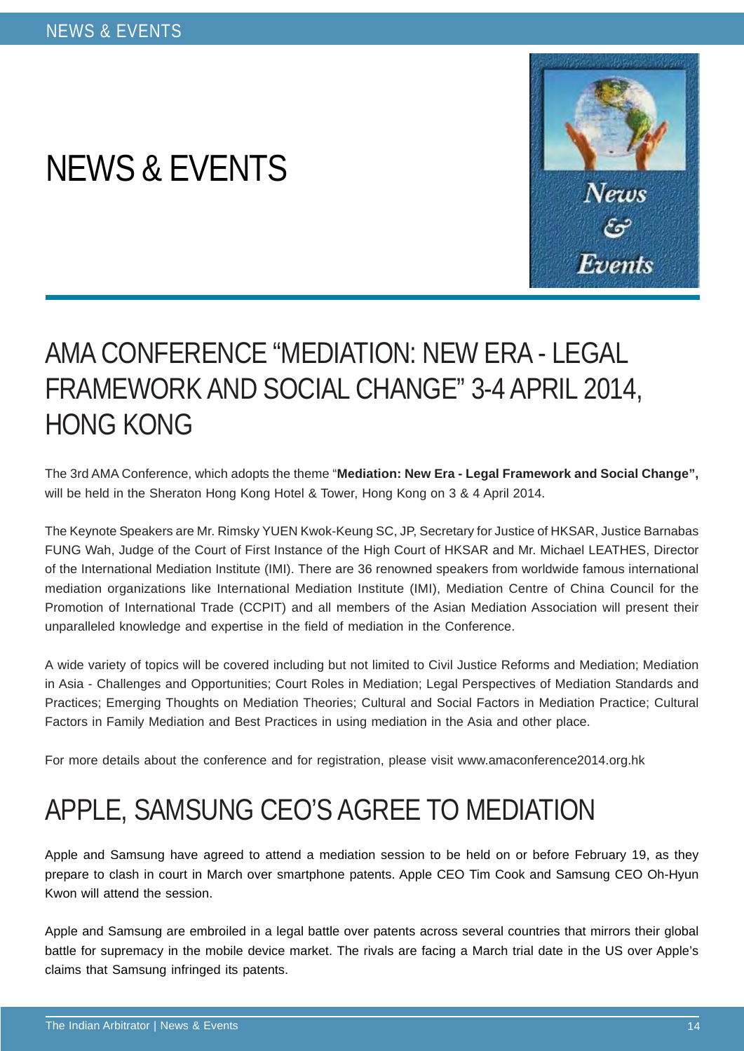# NEWS & EVENTS

## AMA CONFERENCE "MEDIATION: NEW ERA - LEGAL FRAMEWORK AND SOCIAL CHANGE" 3-4 APRIL 2014, HONG KONG

The 3rd AMA Conference, which adopts the theme "**Mediation: New Era - Legal Framework and Social Change",** will be held in the Sheraton Hong Kong Hotel & Tower, Hong Kong on 3 & 4 April 2014.

The Keynote Speakers are Mr. Rimsky YUEN Kwok-Keung SC, JP, Secretary for Justice of HKSAR, Justice Barnabas FUNG Wah, Judge of the Court of First Instance of the High Court of HKSAR and Mr. Michael LEATHES, Director of the International Mediation Institute (IMI). There are 36 renowned speakers from worldwide famous international mediation organizations like International Mediation Institute (IMI), Mediation Centre of China Council for the Promotion of International Trade (CCPIT) and all members of the Asian Mediation Association will present their unparalleled knowledge and expertise in the field of mediation in the Conference.

A wide variety of topics will be covered including but not limited to Civil Justice Reforms and Mediation; Mediation in Asia - Challenges and Opportunities; Court Roles in Mediation; Legal Perspectives of Mediation Standards and Practices; Emerging Thoughts on Mediation Theories; Cultural and Social Factors in Mediation Practice; Cultural Factors in Family Mediation and Best Practices in using mediation in the Asia and other place.

For more details about the conference and for registration, please visit www.amaconference2014.org.hk

## APPLE, SAMSUNG CEO'S AGREE TO MEDIATION

Apple and Samsung have agreed to attend a mediation session to be held on or before February 19, as they prepare to clash in court in March over smartphone patents. Apple CEO Tim Cook and Samsung CEO Oh-Hyun Kwon will attend the session.

Apple and Samsung are embroiled in a legal battle over patents across several countries that mirrors their global battle for supremacy in the mobile device market. The rivals are facing a March trial date in the US over Apple's claims that Samsung infringed its patents.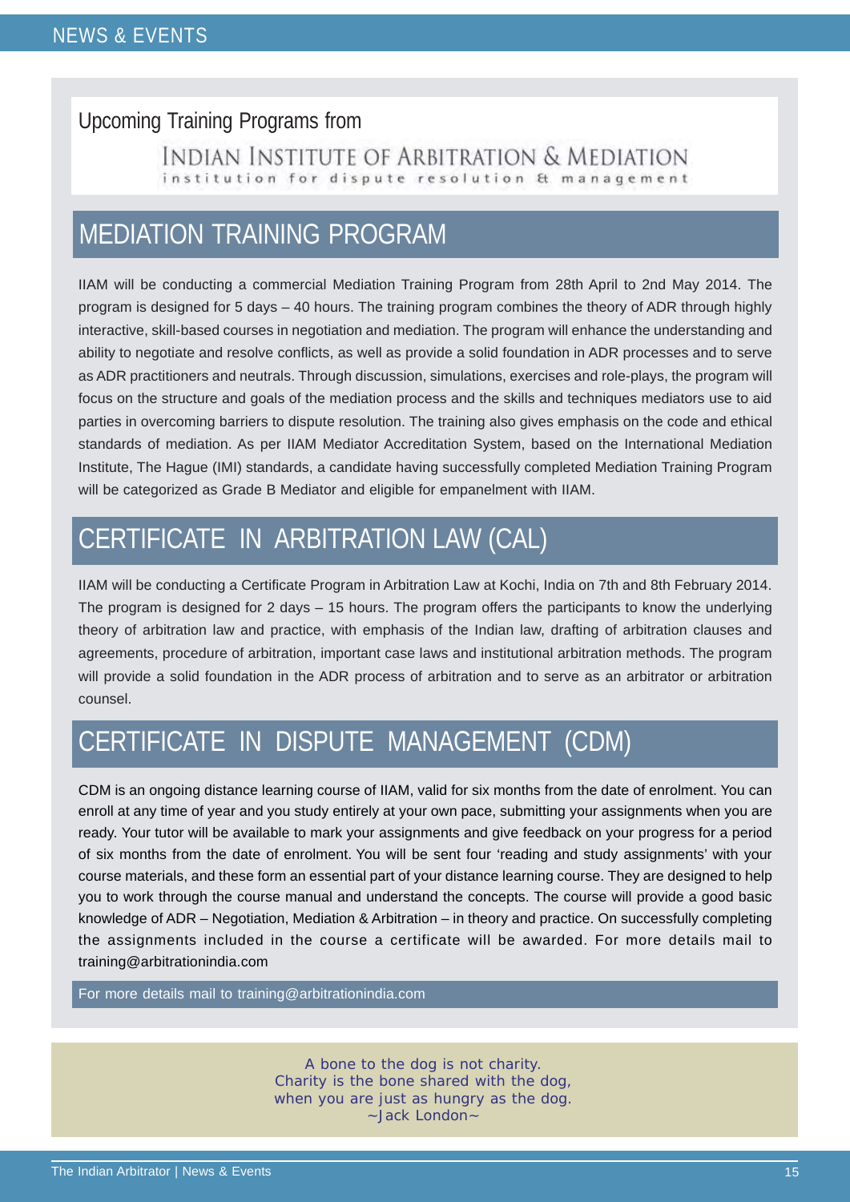Upcoming Training Programs from

INDIAN INSTITUTE OF ARBITRATION & MEDIATION
institution for dispute resolution & management

## MEDIATION TRAINING PROGRAM

IIAM will be conducting a commercial Mediation Training Program from 28th April to 2nd May 2014. The program is designed for 5 days – 40 hours. The training program combines the theory of ADR through highly interactive, skill-based courses in negotiation and mediation. The program will enhance the understanding and ability to negotiate and resolve conflicts, as well as provide a solid foundation in ADR processes and to serve as ADR practitioners and neutrals. Through discussion, simulations, exercises and role-plays, the program will focus on the structure and goals of the mediation process and the skills and techniques mediators use to aid parties in overcoming barriers to dispute resolution. The training also gives emphasis on the code and ethical standards of mediation. As per IIAM Mediator Accreditation System, based on the International Mediation Institute, The Hague (IMI) standards, a candidate having successfully completed Mediation Training Program will be categorized as Grade B Mediator and eligible for empanelment with IIAM.

## CERTIFICATE IN ARBITRATION LAW (CAL)

IIAM will be conducting a Certificate Program in Arbitration Law at Kochi, India on 7th and 8th February 2014. The program is designed for 2 days – 15 hours. The program offers the participants to know the underlying theory of arbitration law and practice, with emphasis of the Indian law, drafting of arbitration clauses and agreements, procedure of arbitration, important case laws and institutional arbitration methods. The program will provide a solid foundation in the ADR process of arbitration and to serve as an arbitrator or arbitration counsel.

## CERTIFICATE IN DISPUTE MANAGEMENT (CDM)

CDM is an ongoing distance learning course of IIAM, valid for six months from the date of enrolment. You can enroll at any time of year and you study entirely at your own pace, submitting your assignments when you are ready. Your tutor will be available to mark your assignments and give feedback on your progress for a period of six months from the date of enrolment. You will be sent four 'reading and study assignments' with your course materials, and these form an essential part of your distance learning course. They are designed to help you to work through the course manual and understand the concepts. The course will provide a good basic knowledge of ADR – Negotiation, Mediation & Arbitration – in theory and practice. On successfully completing the assignments included in the course a certificate will be awarded. For more details mail to training@arbitrationindia.com

For more details mail to training@arbitrationindia.com

*A bone to the dog is not charity.*
*Charity is the bone shared with the dog,*
*when you are just as hungry as the dog.*
*~Jack London~*